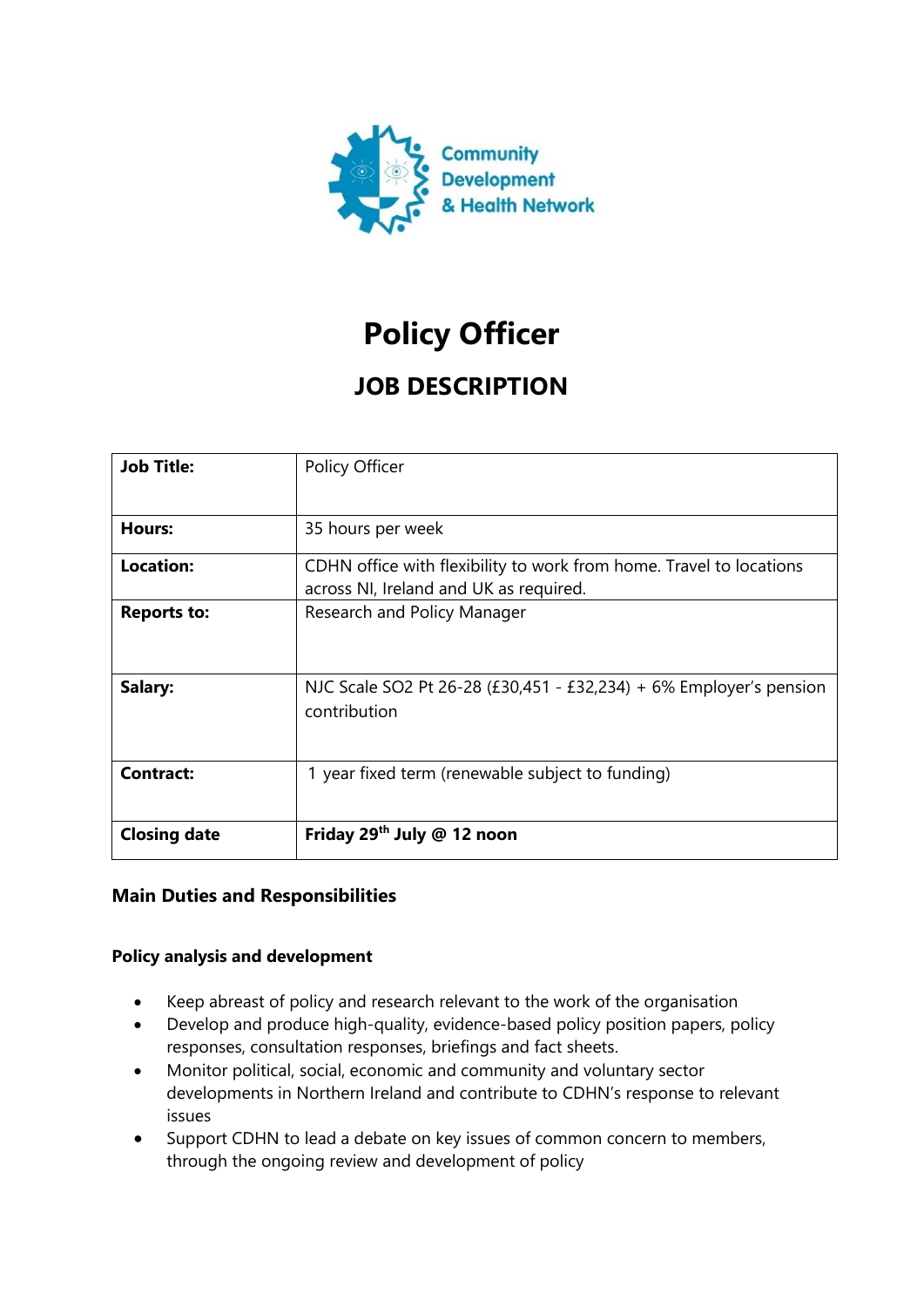Community Development & Health Network

# Policy Officer

## JOB DESCRIPTION

| Job Title: | Policy Officer |
|---|---|
| Hours: | 35 hours per week |
| Location: | CDHN office with flexibility to work from home. Travel to locations across NI, Ireland and UK as required. |
| Reports to: | Research and Policy Manager |
| Salary: | NJC Scale SO2 Pt 26-28 (£30,451 - £32,234) + 6% Employer's pension contribution |
| Contract: | 1 year fixed term (renewable subject to funding) |
| **Closing date** | **Friday 29th July @ 12 noon** |

### Main Duties and Responsibilities

#### Policy analysis and development

- Keep abreast of policy and research relevant to the work of the organisation
- Develop and produce high-quality, evidence-based policy position papers, policy responses, consultation responses, briefings and fact sheets.
- Monitor political, social, economic and community and voluntary sector developments in Northern Ireland and contribute to CDHN's response to relevant issues
- Support CDHN to lead a debate on key issues of common concern to members, through the ongoing review and development of policy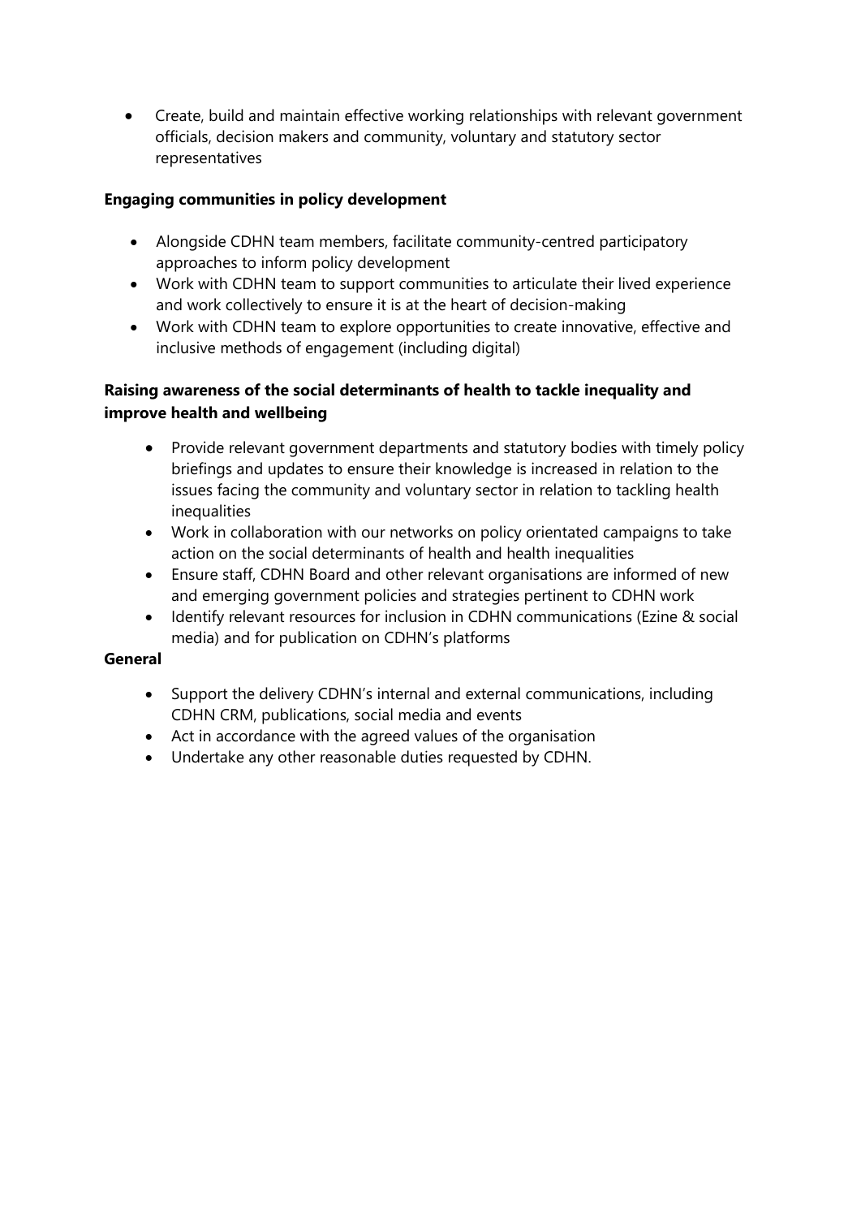- Create, build and maintain effective working relationships with relevant government officials, decision makers and community, voluntary and statutory sector representatives

**Engaging communities in policy development**

- Alongside CDHN team members, facilitate community-centred participatory approaches to inform policy development
- Work with CDHN team to support communities to articulate their lived experience and work collectively to ensure it is at the heart of decision-making
- Work with CDHN team to explore opportunities to create innovative, effective and inclusive methods of engagement (including digital)

**Raising awareness of the social determinants of health to tackle inequality and improve health and wellbeing**

- Provide relevant government departments and statutory bodies with timely policy briefings and updates to ensure their knowledge is increased in relation to the issues facing the community and voluntary sector in relation to tackling health inequalities
- Work in collaboration with our networks on policy orientated campaigns to take action on the social determinants of health and health inequalities
- Ensure staff, CDHN Board and other relevant organisations are informed of new and emerging government policies and strategies pertinent to CDHN work
- Identify relevant resources for inclusion in CDHN communications (Ezine & social media) and for publication on CDHN's platforms

**General**

- Support the delivery CDHN's internal and external communications, including CDHN CRM, publications, social media and events
- Act in accordance with the agreed values of the organisation
- Undertake any other reasonable duties requested by CDHN.